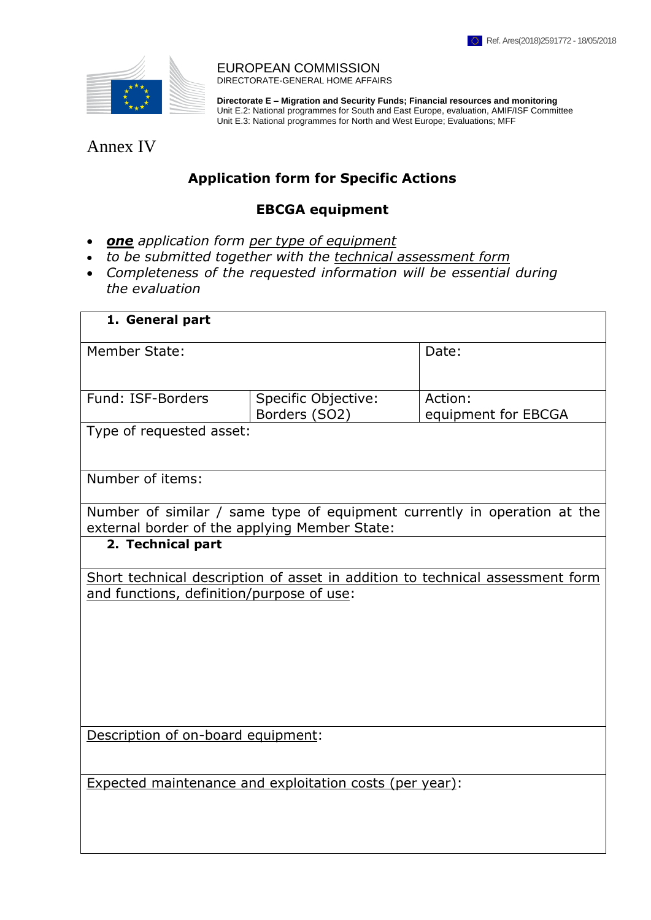Ref. Ares(2018)2591772 - 18/05/2018

EUROPEAN COMMISSION
DIRECTORATE-GENERAL HOME AFFAIRS

**Directorate E – Migration and Security Funds; Financial resources and monitoring**
Unit E.2: National programmes for South and East Europe, evaluation, AMIF/ISF Committee
Unit E.3: National programmes for North and West Europe; Evaluations; MFF

# Annex IV

## Application form for Specific Actions

## EBCGA equipment

- ***one*** *application form per type of equipment*
- *to be submitted together with the technical assessment form*
- *Completeness of the requested information will be essential during the evaluation*

| **1. General part** | | |
|---|---|---|
| Member State: | | Date: |
| Fund: ISF-Borders | Specific Objective: Borders (SO2) | Action: equipment for EBCGA |
| Type of requested asset: | | |
| Number of items: | | |
| Number of similar / same type of equipment currently in operation at the external border of the applying Member State: | | |
| **2. Technical part** | | |
| Short technical description of asset in addition to technical assessment form and functions, definition/purpose of use: | | |
| Description of on-board equipment: | | |
| Expected maintenance and exploitation costs (per year): | | |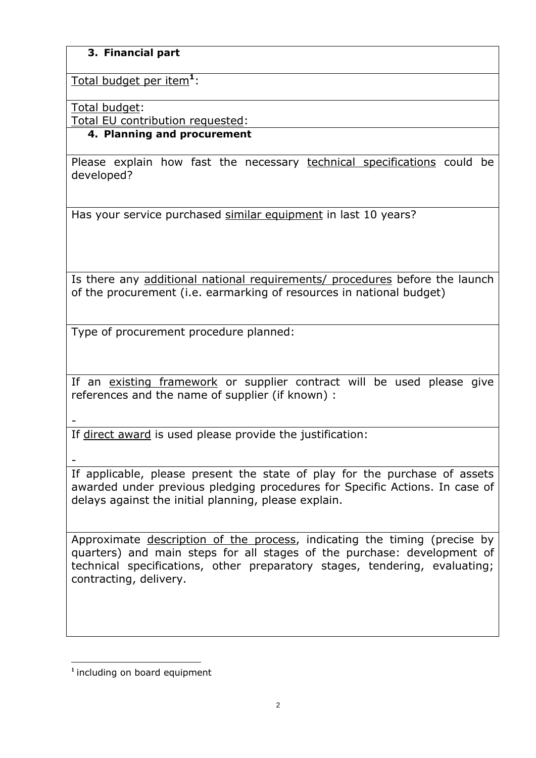**3. Financial part**

Total budget per item[1]:

Total budget:

Total EU contribution requested:

**4. Planning and procurement**

Please explain how fast the necessary technical specifications could be developed?

Has your service purchased similar equipment in last 10 years?

Is there any additional national requirements/ procedures before the launch of the procurement (i.e. earmarking of resources in national budget)

Type of procurement procedure planned:

If an existing framework or supplier contract will be used please give references and the name of supplier (if known) :

-

If direct award is used please provide the justification:

-

If applicable, please present the state of play for the purchase of assets awarded under previous pledging procedures for Specific Actions. In case of delays against the initial planning, please explain.

Approximate description of the process, indicating the timing (precise by quarters) and main steps for all stages of the purchase: development of technical specifications, other preparatory stages, tendering, evaluating; contracting, delivery.

[1] including on board equipment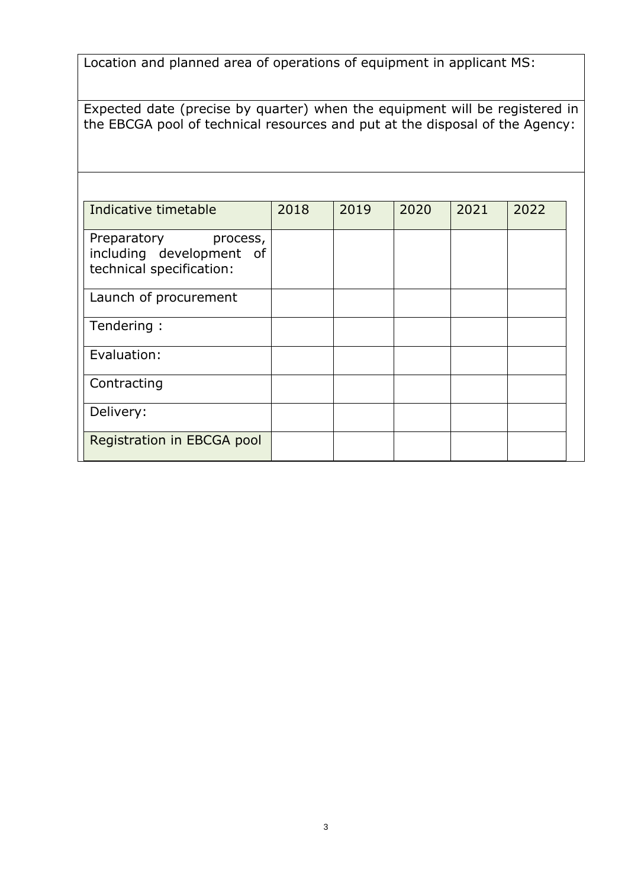Location and planned area of operations of equipment in applicant MS:

Expected date (precise by quarter) when the equipment will be registered in the EBCGA pool of technical resources and put at the disposal of the Agency:

| Indicative timetable | 2018 | 2019 | 2020 | 2021 | 2022 |
|---|---|---|---|---|---|
| Preparatory process, including development of technical specification: | | | | | |
| Launch of procurement | | | | | |
| Tendering : | | | | | |
| Evaluation: | | | | | |
| Contracting | | | | | |
| Delivery: | | | | | |
| Registration in EBCGA pool | | | | | |